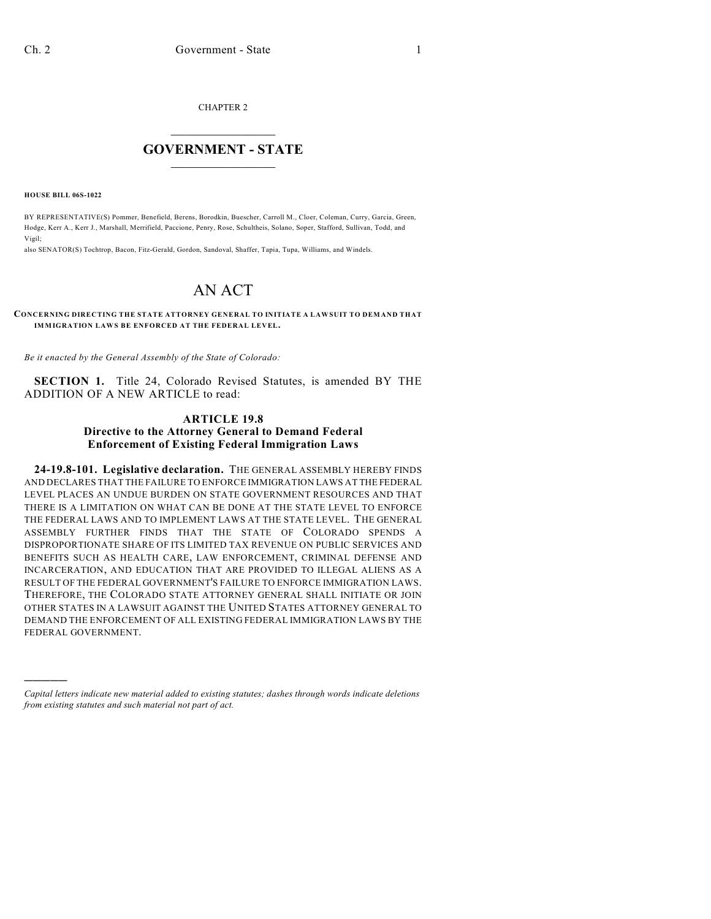CHAPTER 2

# GOVERNMENT - STATE

**HOUSE BILL 06S-1022**

BY REPRESENTATIVE(S) Pommer, Benefield, Berens, Borodkin, Buescher, Carroll M., Cloer, Coleman, Curry, Garcia, Green, Hodge, Kerr A., Kerr J., Marshall, Merrifield, Paccione, Penry, Rose, Schultheis, Solano, Soper, Stafford, Sullivan, Todd, and Vigil;
also SENATOR(S) Tochtrop, Bacon, Fitz-Gerald, Gordon, Sandoval, Shaffer, Tapia, Tupa, Williams, and Windels.

# AN ACT

**CONCERNING DIRECTING THE STATE ATTORNEY GENERAL TO INITIATE A LAWSUIT TO DEMAND THAT IMMIGRATION LAWS BE ENFORCED AT THE FEDERAL LEVEL.**

*Be it enacted by the General Assembly of the State of Colorado:*

**SECTION 1.** Title 24, Colorado Revised Statutes, is amended BY THE ADDITION OF A NEW ARTICLE to read:

### ARTICLE 19.8
### Directive to the Attorney General to Demand Federal Enforcement of Existing Federal Immigration Laws

**24-19.8-101. Legislative declaration.** THE GENERAL ASSEMBLY HEREBY FINDS AND DECLARES THAT THE FAILURE TO ENFORCE IMMIGRATION LAWS AT THE FEDERAL LEVEL PLACES AN UNDUE BURDEN ON STATE GOVERNMENT RESOURCES AND THAT THERE IS A LIMITATION ON WHAT CAN BE DONE AT THE STATE LEVEL TO ENFORCE THE FEDERAL LAWS AND TO IMPLEMENT LAWS AT THE STATE LEVEL. THE GENERAL ASSEMBLY FURTHER FINDS THAT THE STATE OF COLORADO SPENDS A DISPROPORTIONATE SHARE OF ITS LIMITED TAX REVENUE ON PUBLIC SERVICES AND BENEFITS SUCH AS HEALTH CARE, LAW ENFORCEMENT, CRIMINAL DEFENSE AND INCARCERATION, AND EDUCATION THAT ARE PROVIDED TO ILLEGAL ALIENS AS A RESULT OF THE FEDERAL GOVERNMENT'S FAILURE TO ENFORCE IMMIGRATION LAWS. THEREFORE, THE COLORADO STATE ATTORNEY GENERAL SHALL INITIATE OR JOIN OTHER STATES IN A LAWSUIT AGAINST THE UNITED STATES ATTORNEY GENERAL TO DEMAND THE ENFORCEMENT OF ALL EXISTING FEDERAL IMMIGRATION LAWS BY THE FEDERAL GOVERNMENT.

————

*Capital letters indicate new material added to existing statutes; dashes through words indicate deletions from existing statutes and such material not part of act.*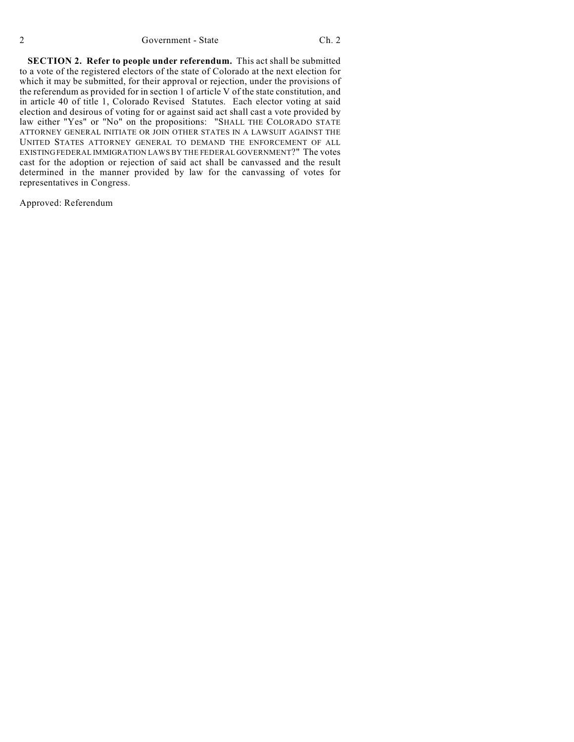**SECTION 2. Refer to people under referendum.** This act shall be submitted to a vote of the registered electors of the state of Colorado at the next election for which it may be submitted, for their approval or rejection, under the provisions of the referendum as provided for in section 1 of article V of the state constitution, and in article 40 of title 1, Colorado Revised Statutes. Each elector voting at said election and desirous of voting for or against said act shall cast a vote provided by law either "Yes" or "No" on the propositions: "SHALL THE COLORADO STATE ATTORNEY GENERAL INITIATE OR JOIN OTHER STATES IN A LAWSUIT AGAINST THE UNITED STATES ATTORNEY GENERAL TO DEMAND THE ENFORCEMENT OF ALL EXISTING FEDERAL IMMIGRATION LAWS BY THE FEDERAL GOVERNMENT?" The votes cast for the adoption or rejection of said act shall be canvassed and the result determined in the manner provided by law for the canvassing of votes for representatives in Congress.

Approved: Referendum